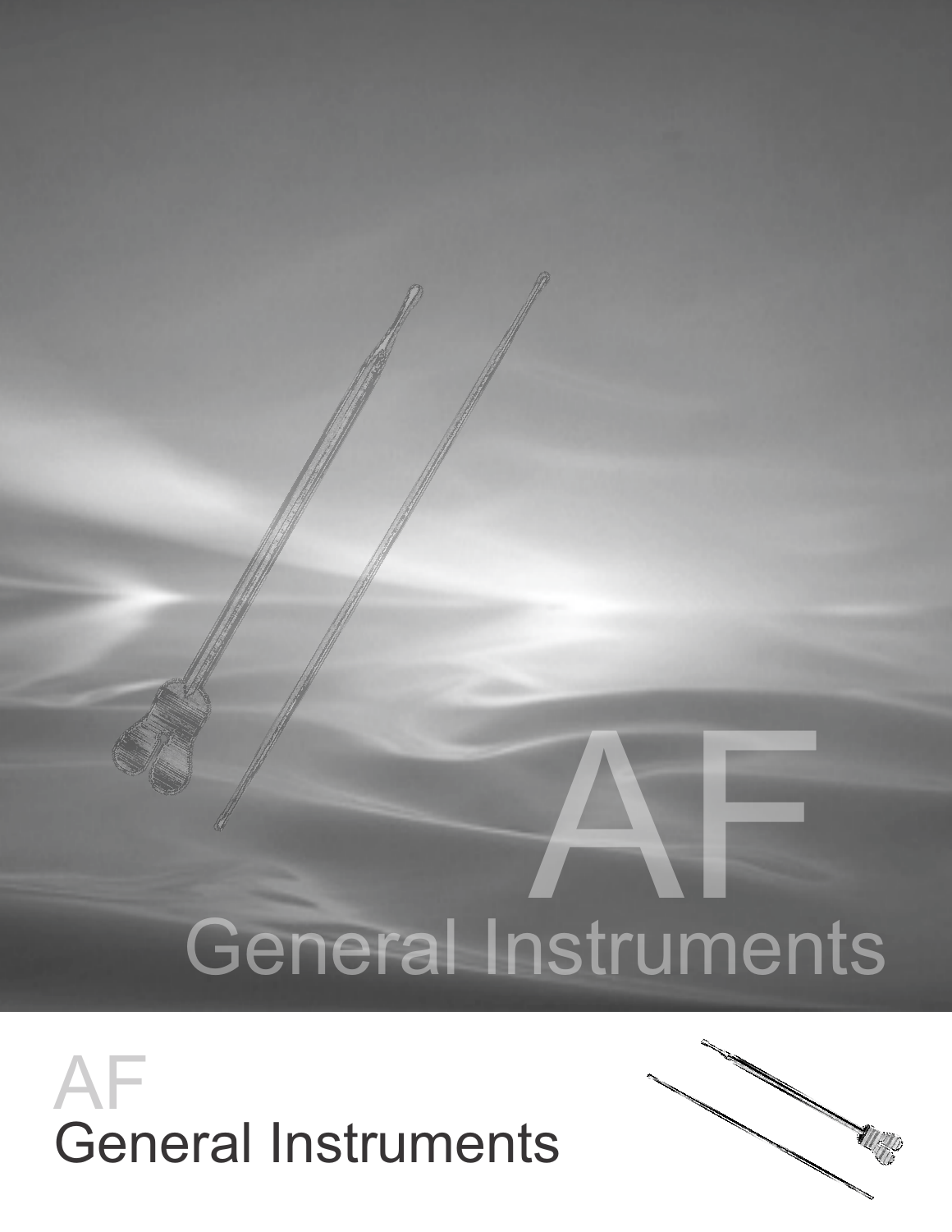# AF General Instruments

# AF
## General Instruments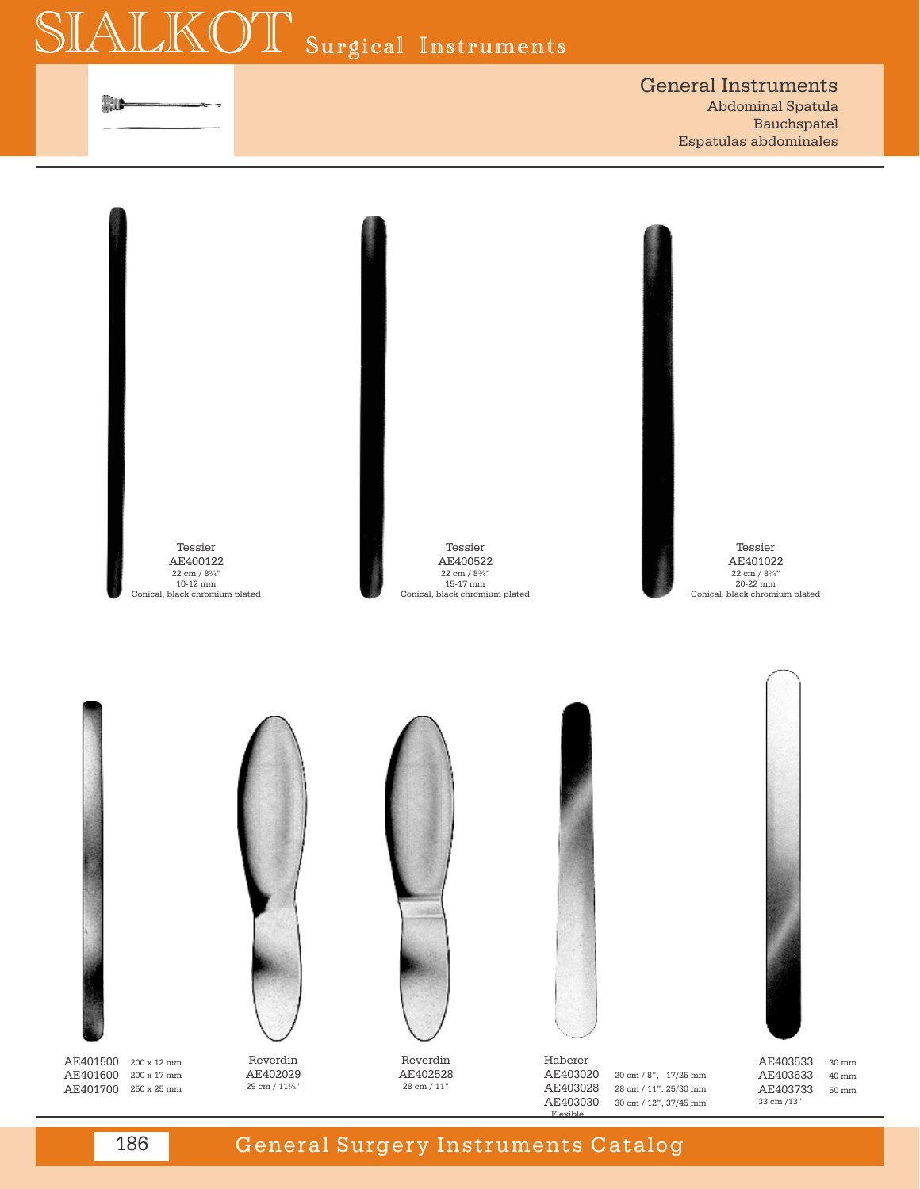# General Instruments

Abdominal Spatula
Bauchspatel
Espatulas abdominales

Tessier
AE400122
22 cm / 8¾"
10-12 mm
Conical, black chromium plated

Tessier
AE400522
22 cm / 8¾"
15-17 mm
Conical, black chromium plated

Tessier
AE401022
22 cm / 8¾"
20-22 mm
Conical, black chromium plated

AE401500 200 x 12 mm
AE401600 200 x 17 mm
AE401700 250 x 25 mm

Reverdin
AE402029
29 cm / 11½"

Reverdin
AE402528
28 cm / 11"

Haberer
AE403020 20 cm / 8", 17/25 mm
AE403028 28 cm / 11", 25/30 mm
AE403030 30 cm / 12", 37/45 mm
Flexible

AE403533 30 mm
AE403633 40 mm
AE403733 50 mm
33 cm /13"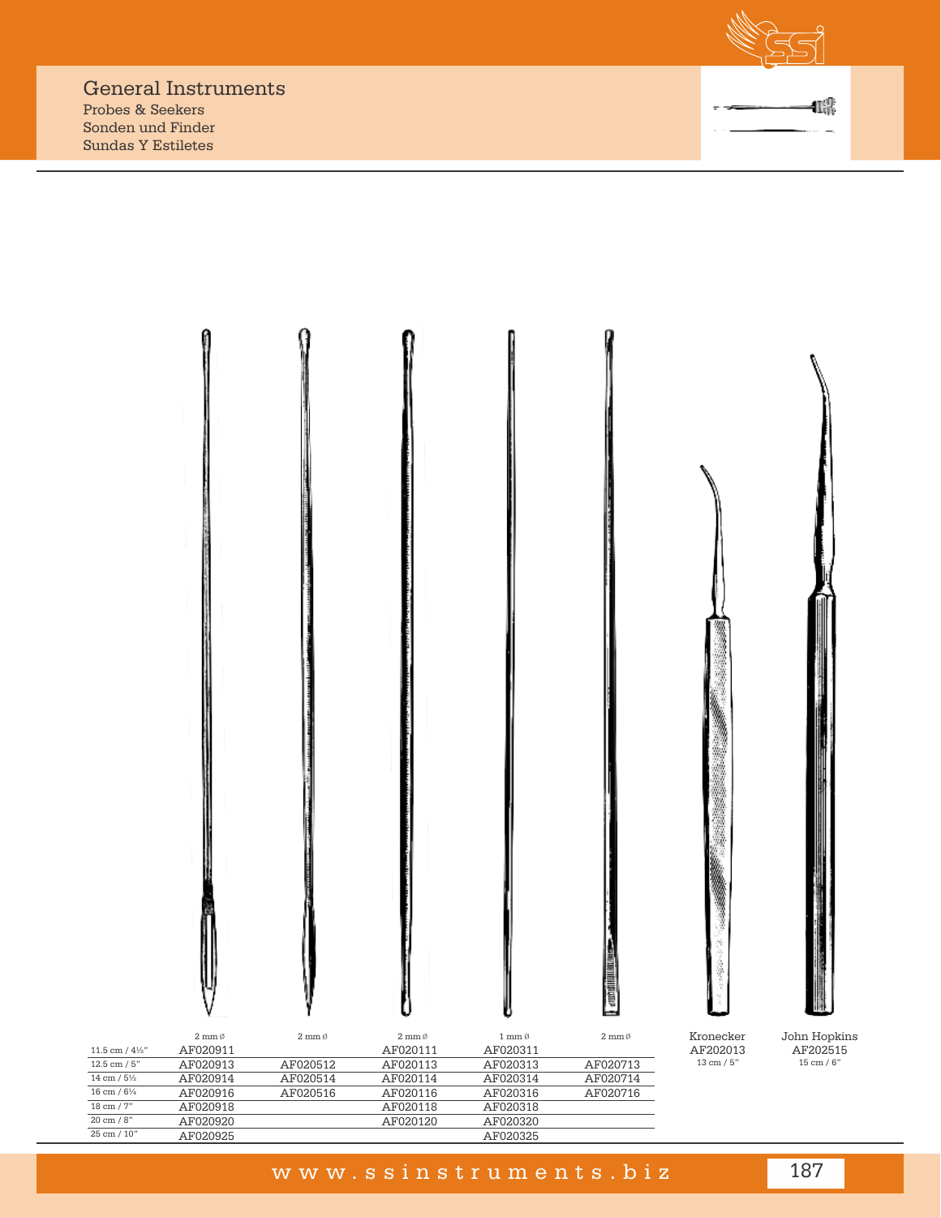# General Instruments

Probes & Seekers
Sonden und Finder
Sundas Y Estiletes

| | 2 mm Ø | 2 mm Ø | 2 mm Ø | 1 mm Ø | 2 mm Ø |
|---|---|---|---|---|---|
| 11.5 cm / 4½" | AF020911 | | AF020111 | AF020311 | |
| 12.5 cm / 5" | AF020913 | AF020512 | AF020113 | AF020313 | AF020713 |
| 14 cm / 5½ | AF020914 | AF020514 | AF020114 | AF020314 | AF020714 |
| 16 cm / 6¼ | AF020916 | AF020516 | AF020116 | AF020316 | AF020716 |
| 18 cm / 7" | AF020918 | | AF020118 | AF020318 | |
| 20 cm / 8" | AF020920 | | AF020120 | AF020320 | |
| 25 cm / 10" | AF020925 | | | AF020325 | |

Kronecker
AF202013
13 cm / 5"

John Hopkins
AF202515
15 cm / 6"

www.ssinstruments.biz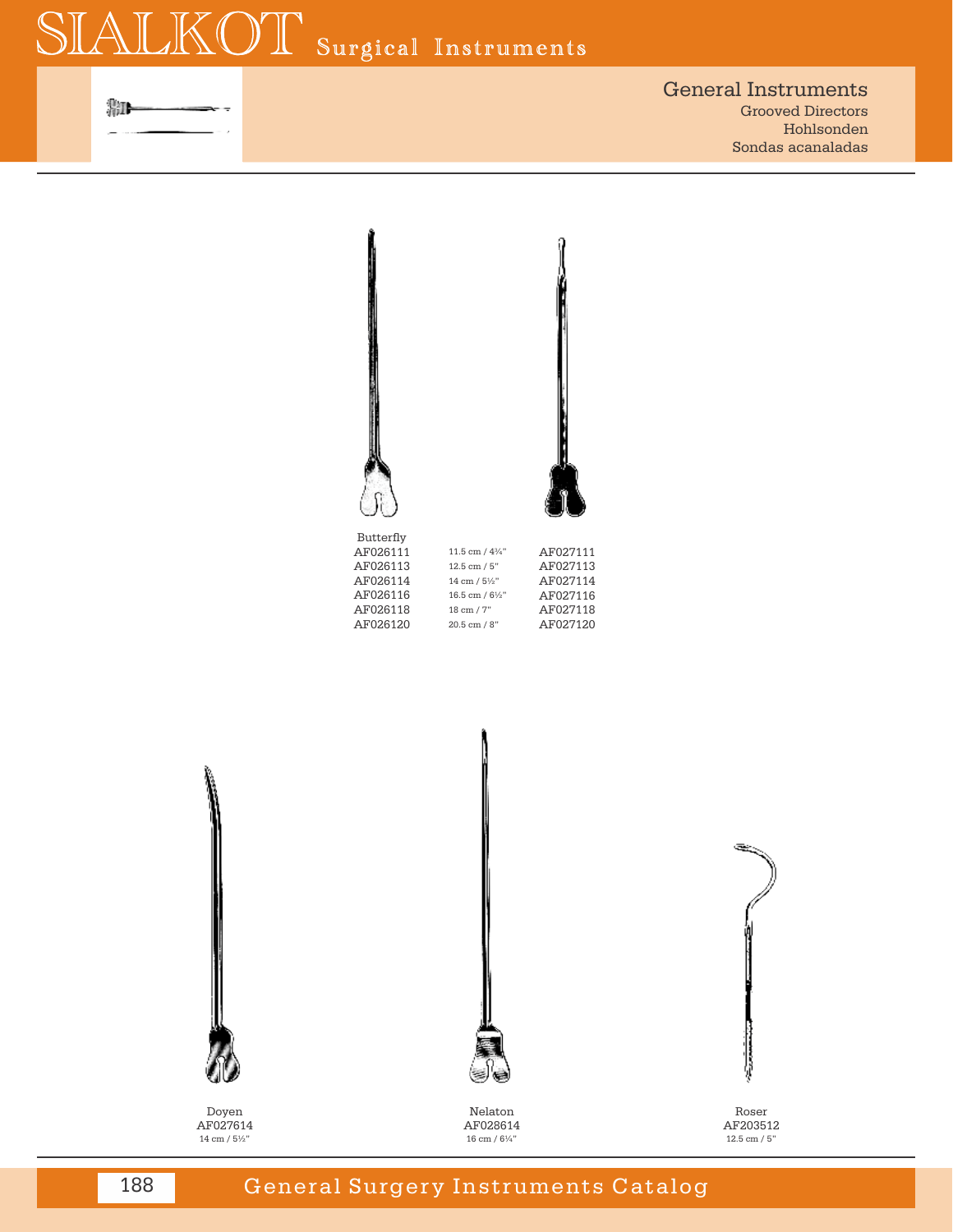## General Instruments

Grooved Directors
Hohlsonden
Sondas acanaladas

| Butterfly | | |
|---|---|---|
| AF026111 | 11.5 cm / 4¾" | AF027111 |
| AF026113 | 12.5 cm / 5" | AF027113 |
| AF026114 | 14 cm / 5½" | AF027114 |
| AF026116 | 16.5 cm / 6½" | AF027116 |
| AF026118 | 18 cm / 7" | AF027118 |
| AF026120 | 20.5 cm / 8" | AF027120 |

Doyen
AF027614
14 cm / 5½"

Nelaton
AF028614
16 cm / 6¼"

Roser
AF203512
12.5 cm / 5"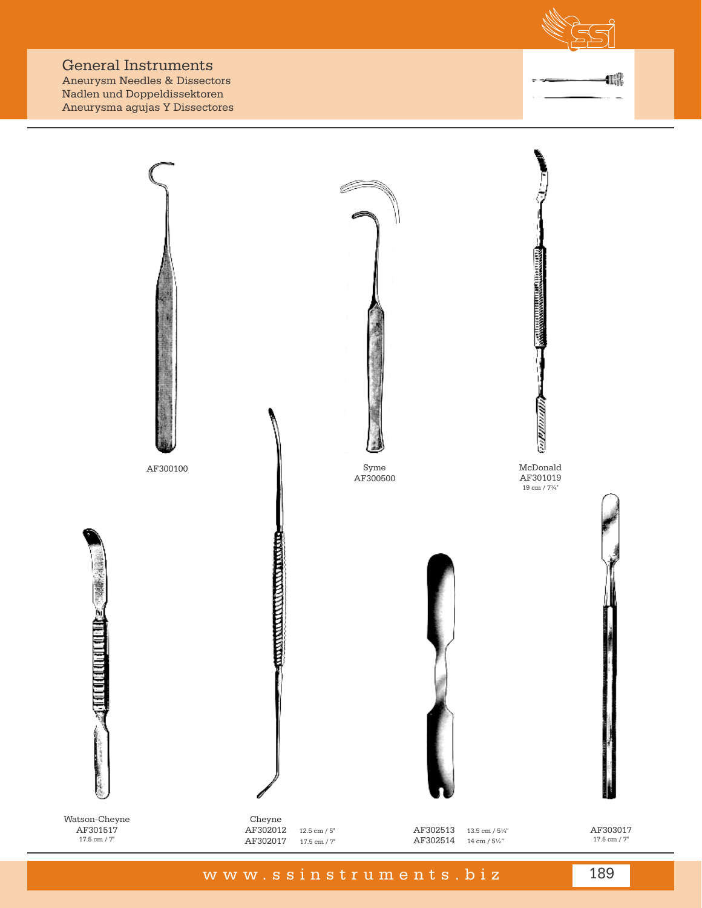# General Instruments

Aneurysm Needles & Dissectors
Nadlen und Doppeldissektoren
Aneurysma agujas Y Dissectores

AF300100

Syme
AF300500

McDonald
AF301019
19 cm / 7¾"

Watson-Cheyne
AF301517
17.5 cm / 7"

Cheyne
AF302012 12.5 cm / 5"
AF302017 17.5 cm / 7"

AF302513 13.5 cm / 5¼"
AF302514 14 cm / 5½"

AF303017
17.5 cm / 7"

www.ssinstruments.biz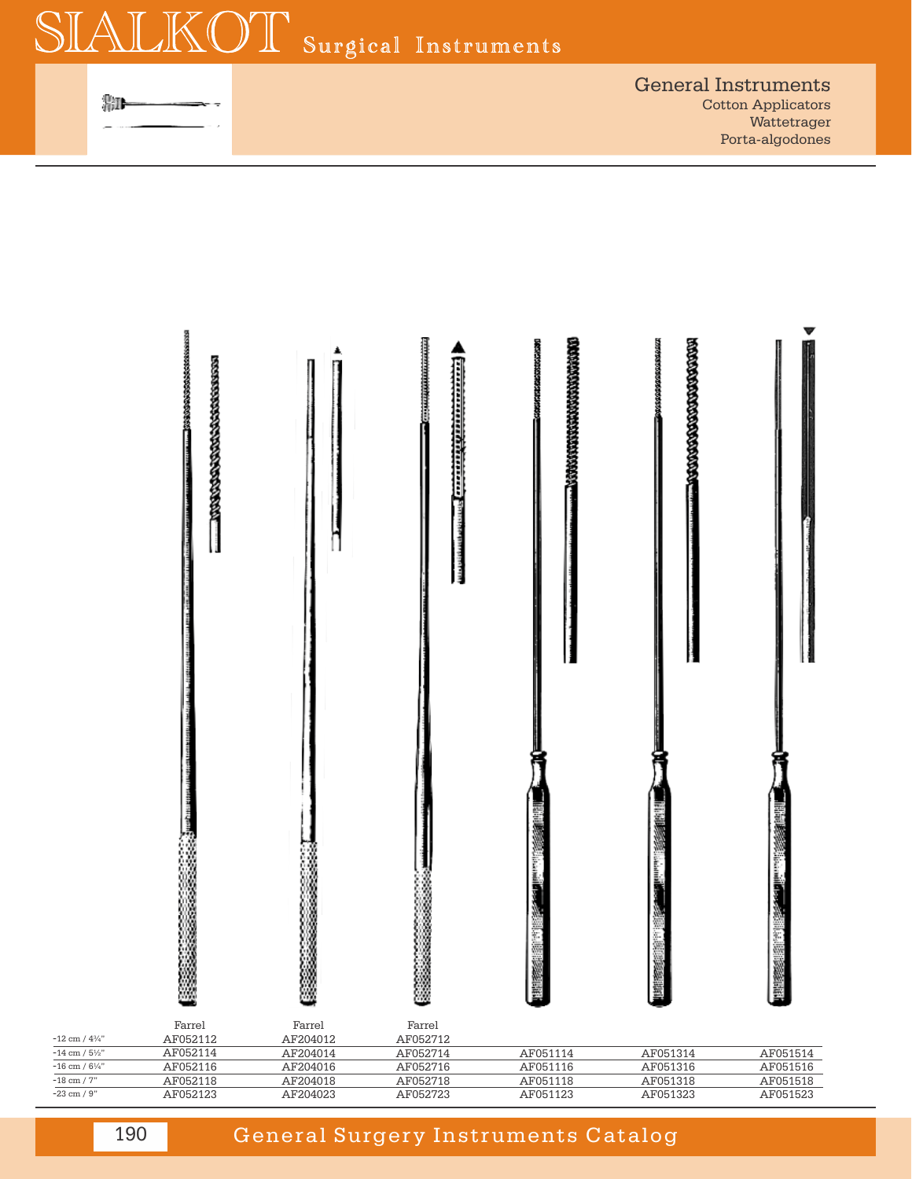# General Instruments

Cotton Applicators
Wattetrager
Porta-algodones

| | Farrel | | Farrel | Farrel | | | |
|---|---|---|---|---|---|---|---|
| -12 cm / 4¾" | AF052112 | | AF204012 | AF052712 | | | |
| -14 cm / 5½" | AF052114 | | AF204014 | AF052714 | AF051114 | AF051314 | AF051514 |
| -16 cm / 6¼" | AF052116 | | AF204016 | AF052716 | AF051116 | AF051316 | AF051516 |
| -18 cm / 7" | AF052118 | | AF204018 | AF052718 | AF051118 | AF051318 | AF051518 |
| -23 cm / 9" | AF052123 | | AF204023 | AF052723 | AF051123 | AF051323 | AF051523 |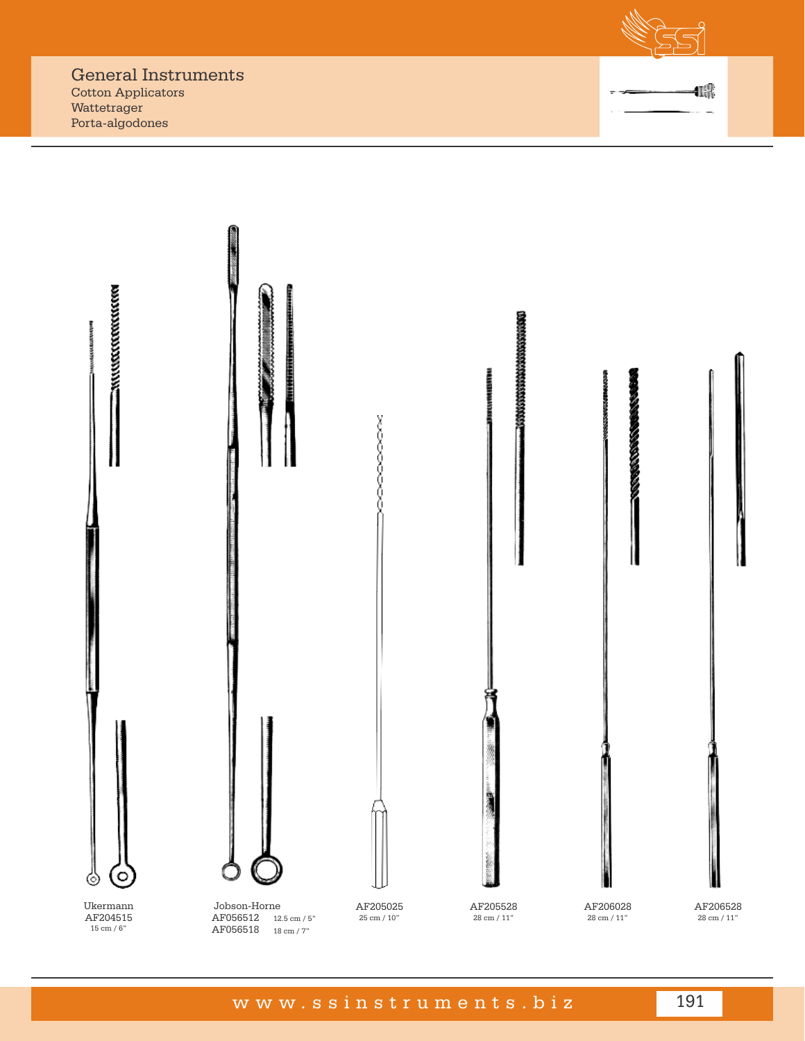# General Instruments

Cotton Applicators
Wattetrager
Porta-algodones

Ukermann
AF204515
15 cm / 6"

Jobson-Horne
AF056512 12.5 cm / 5"
AF056518 18 cm / 7"

AF205025
25 cm / 10"

AF205528
28 cm / 11"

AF206028
28 cm / 11"

AF206528
28 cm / 11"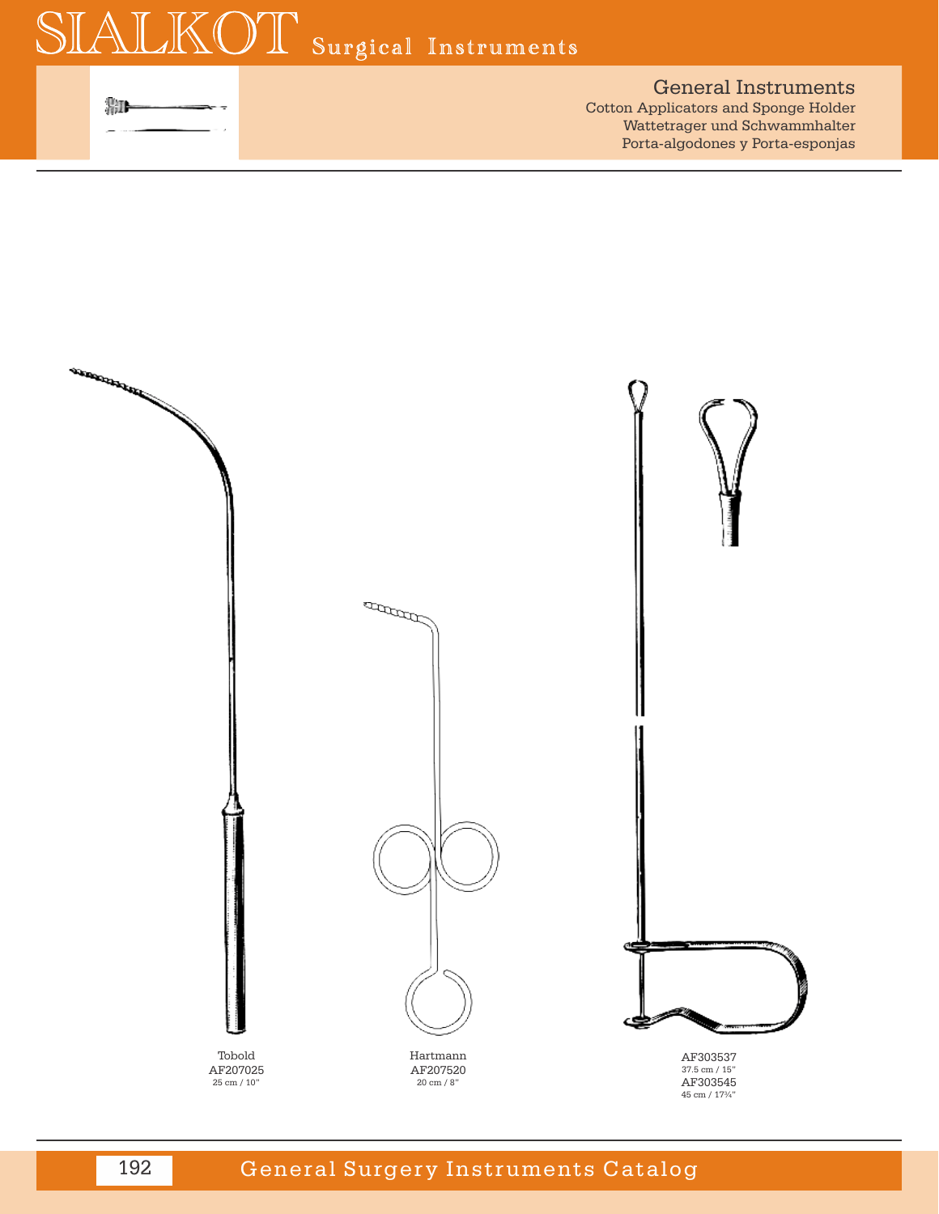## General Instruments

Cotton Applicators and Sponge Holder
Wattetrager und Schwammhalter
Porta-algodones y Porta-esponjas

Tobold
AF207025
25 cm / 10"

Hartmann
AF207520
20 cm / 8"

AF303537
37.5 cm / 15"
AF303545
45 cm / 17¾"